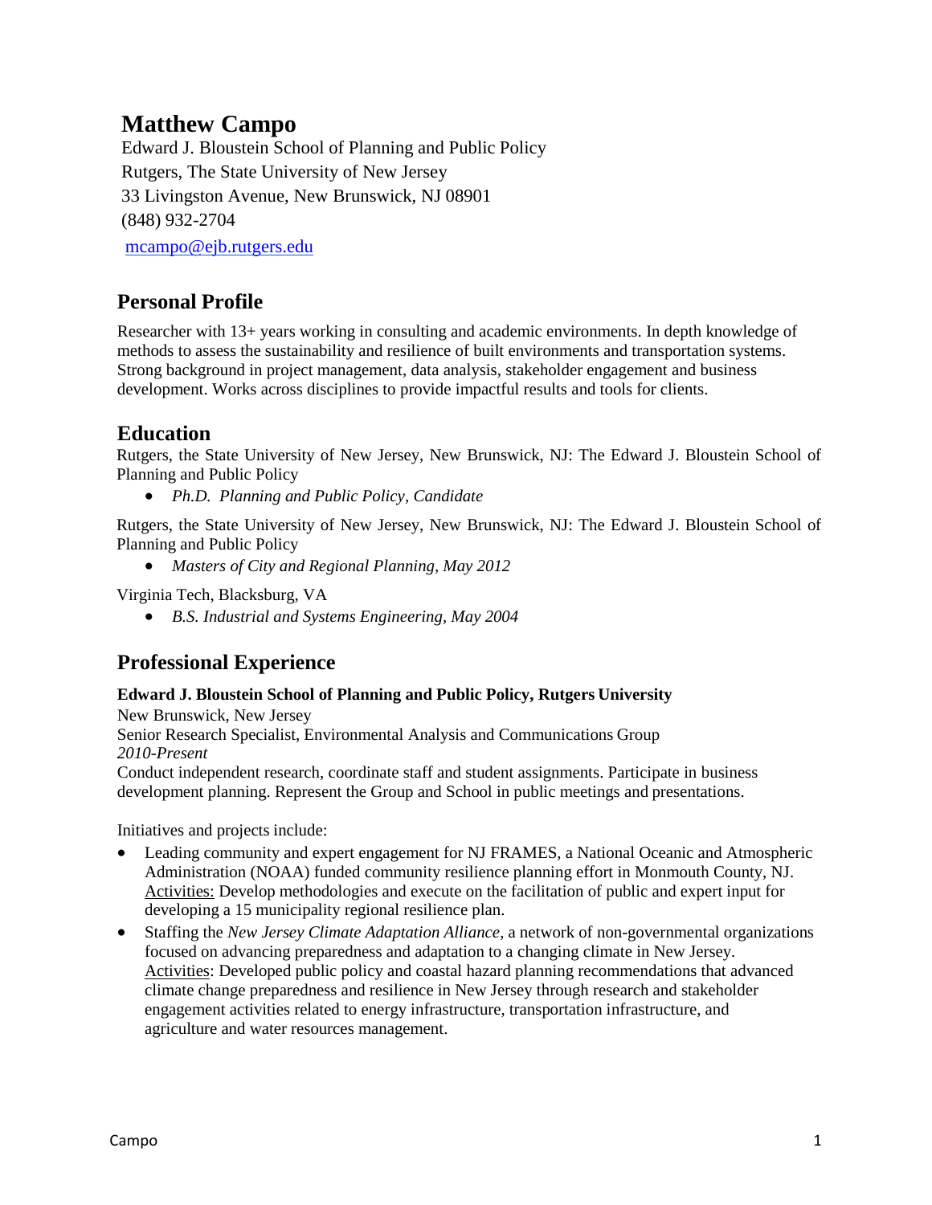# Matthew Campo

Edward J. Bloustein School of Planning and Public Policy
Rutgers, The State University of New Jersey
33 Livingston Avenue, New Brunswick, NJ 08901
(848) 932-2704
mcampo@ejb.rutgers.edu

## Personal Profile

Researcher with 13+ years working in consulting and academic environments. In depth knowledge of methods to assess the sustainability and resilience of built environments and transportation systems. Strong background in project management, data analysis, stakeholder engagement and business development. Works across disciplines to provide impactful results and tools for clients.

## Education

Rutgers, the State University of New Jersey, New Brunswick, NJ: The Edward J. Bloustein School of Planning and Public Policy

- *Ph.D. Planning and Public Policy, Candidate*

Rutgers, the State University of New Jersey, New Brunswick, NJ: The Edward J. Bloustein School of Planning and Public Policy

- *Masters of City and Regional Planning, May 2012*

Virginia Tech, Blacksburg, VA

- *B.S. Industrial and Systems Engineering, May 2004*

## Professional Experience

**Edward J. Bloustein School of Planning and Public Policy, Rutgers University**
New Brunswick, New Jersey
Senior Research Specialist, Environmental Analysis and Communications Group
*2010-Present*
Conduct independent research, coordinate staff and student assignments. Participate in business development planning. Represent the Group and School in public meetings and presentations.

Initiatives and projects include:

- Leading community and expert engagement for NJ FRAMES, a National Oceanic and Atmospheric Administration (NOAA) funded community resilience planning effort in Monmouth County, NJ. Activities: Develop methodologies and execute on the facilitation of public and expert input for developing a 15 municipality regional resilience plan.
- Staffing the *New Jersey Climate Adaptation Alliance*, a network of non-governmental organizations focused on advancing preparedness and adaptation to a changing climate in New Jersey. Activities: Developed public policy and coastal hazard planning recommendations that advanced climate change preparedness and resilience in New Jersey through research and stakeholder engagement activities related to energy infrastructure, transportation infrastructure, and agriculture and water resources management.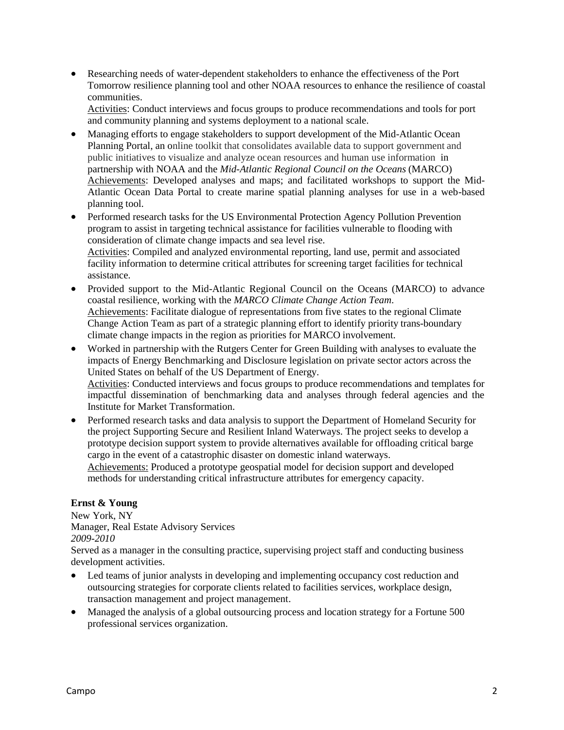- Researching needs of water-dependent stakeholders to enhance the effectiveness of the Port Tomorrow resilience planning tool and other NOAA resources to enhance the resilience of coastal communities.
  Activities: Conduct interviews and focus groups to produce recommendations and tools for port and community planning and systems deployment to a national scale.
- Managing efforts to engage stakeholders to support development of the Mid-Atlantic Ocean Planning Portal, an online toolkit that consolidates available data to support government and public initiatives to visualize and analyze ocean resources and human use information in partnership with NOAA and the *Mid-Atlantic Regional Council on the Oceans* (MARCO)
  Achievements: Developed analyses and maps; and facilitated workshops to support the Mid-Atlantic Ocean Data Portal to create marine spatial planning analyses for use in a web-based planning tool.
- Performed research tasks for the US Environmental Protection Agency Pollution Prevention program to assist in targeting technical assistance for facilities vulnerable to flooding with consideration of climate change impacts and sea level rise.
  Activities: Compiled and analyzed environmental reporting, land use, permit and associated facility information to determine critical attributes for screening target facilities for technical assistance.
- Provided support to the Mid-Atlantic Regional Council on the Oceans (MARCO) to advance coastal resilience, working with the *MARCO Climate Change Action Team*.
  Achievements: Facilitate dialogue of representations from five states to the regional Climate Change Action Team as part of a strategic planning effort to identify priority trans-boundary climate change impacts in the region as priorities for MARCO involvement.
- Worked in partnership with the Rutgers Center for Green Building with analyses to evaluate the impacts of Energy Benchmarking and Disclosure legislation on private sector actors across the United States on behalf of the US Department of Energy.
  Activities: Conducted interviews and focus groups to produce recommendations and templates for impactful dissemination of benchmarking data and analyses through federal agencies and the Institute for Market Transformation.
- Performed research tasks and data analysis to support the Department of Homeland Security for the project Supporting Secure and Resilient Inland Waterways. The project seeks to develop a prototype decision support system to provide alternatives available for offloading critical barge cargo in the event of a catastrophic disaster on domestic inland waterways.
  Achievements: Produced a prototype geospatial model for decision support and developed methods for understanding critical infrastructure attributes for emergency capacity.

**Ernst & Young**
New York, NY
Manager, Real Estate Advisory Services
*2009-2010*
Served as a manager in the consulting practice, supervising project staff and conducting business development activities.

- Led teams of junior analysts in developing and implementing occupancy cost reduction and outsourcing strategies for corporate clients related to facilities services, workplace design, transaction management and project management.
- Managed the analysis of a global outsourcing process and location strategy for a Fortune 500 professional services organization.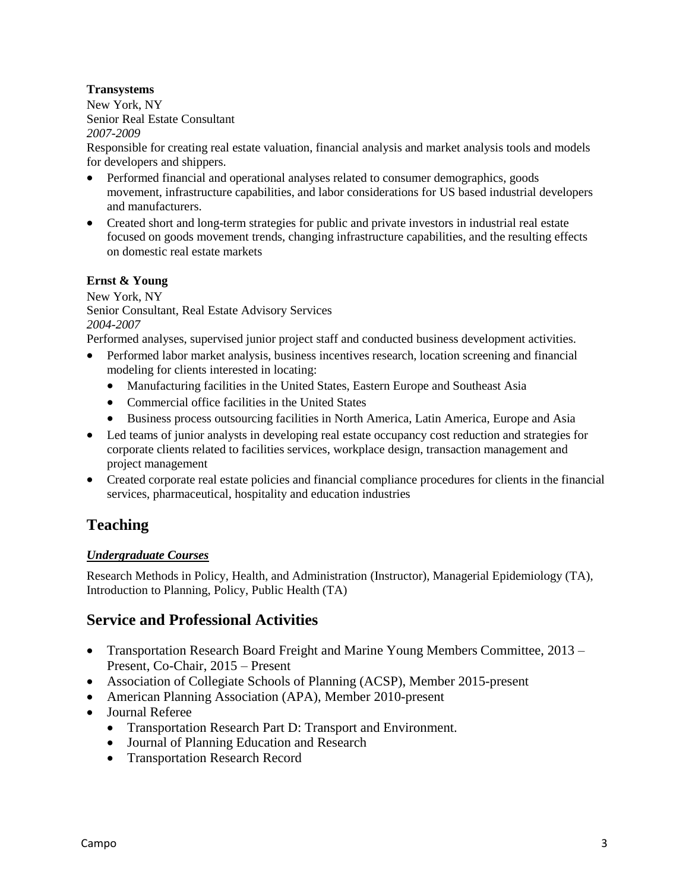**Transystems**

New York, NY
Senior Real Estate Consultant
*2007-2009*

Responsible for creating real estate valuation, financial analysis and market analysis tools and models for developers and shippers.

- Performed financial and operational analyses related to consumer demographics, goods movement, infrastructure capabilities, and labor considerations for US based industrial developers and manufacturers.
- Created short and long-term strategies for public and private investors in industrial real estate focused on goods movement trends, changing infrastructure capabilities, and the resulting effects on domestic real estate markets

**Ernst & Young**

New York, NY
Senior Consultant, Real Estate Advisory Services
*2004-2007*

Performed analyses, supervised junior project staff and conducted business development activities.

- Performed labor market analysis, business incentives research, location screening and financial modeling for clients interested in locating:
  - Manufacturing facilities in the United States, Eastern Europe and Southeast Asia
  - Commercial office facilities in the United States
  - Business process outsourcing facilities in North America, Latin America, Europe and Asia
- Led teams of junior analysts in developing real estate occupancy cost reduction and strategies for corporate clients related to facilities services, workplace design, transaction management and project management
- Created corporate real estate policies and financial compliance procedures for clients in the financial services, pharmaceutical, hospitality and education industries

## Teaching

***Undergraduate Courses***

Research Methods in Policy, Health, and Administration (Instructor), Managerial Epidemiology (TA), Introduction to Planning, Policy, Public Health (TA)

## Service and Professional Activities

- Transportation Research Board Freight and Marine Young Members Committee, 2013 – Present, Co-Chair, 2015 – Present
- Association of Collegiate Schools of Planning (ACSP), Member 2015-present
- American Planning Association (APA), Member 2010-present
- Journal Referee
  - Transportation Research Part D: Transport and Environment.
  - Journal of Planning Education and Research
  - Transportation Research Record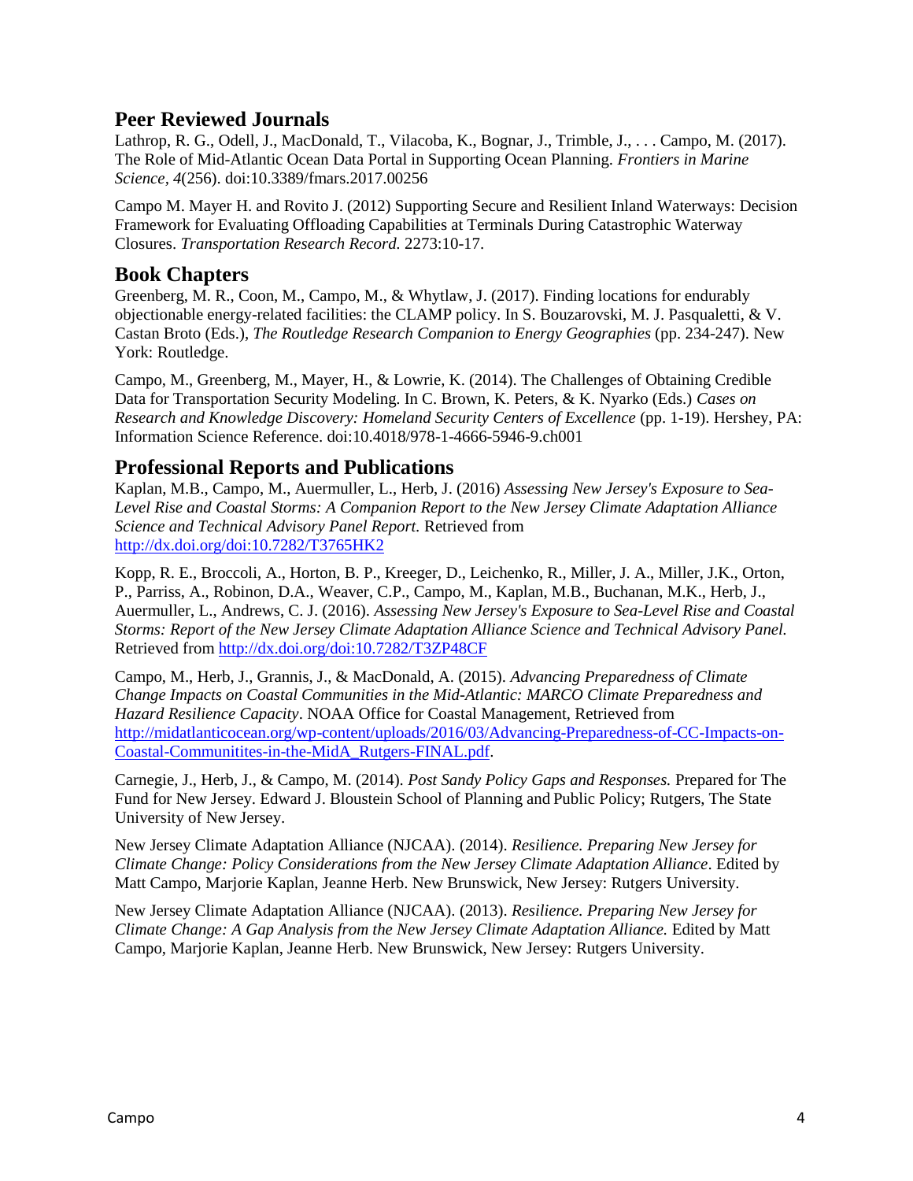## Peer Reviewed Journals

Lathrop, R. G., Odell, J., MacDonald, T., Vilacoba, K., Bognar, J., Trimble, J., . . . Campo, M. (2017). The Role of Mid-Atlantic Ocean Data Portal in Supporting Ocean Planning. *Frontiers in Marine Science*, *4*(256). doi:10.3389/fmars.2017.00256

Campo M. Mayer H. and Rovito J. (2012) Supporting Secure and Resilient Inland Waterways: Decision Framework for Evaluating Offloading Capabilities at Terminals During Catastrophic Waterway Closures. *Transportation Research Record.* 2273:10-17.

## Book Chapters

Greenberg, M. R., Coon, M., Campo, M., & Whytlaw, J. (2017). Finding locations for endurably objectionable energy-related facilities: the CLAMP policy. In S. Bouzarovski, M. J. Pasqualetti, & V. Castan Broto (Eds.), *The Routledge Research Companion to Energy Geographies* (pp. 234-247). New York: Routledge.

Campo, M., Greenberg, M., Mayer, H., & Lowrie, K. (2014). The Challenges of Obtaining Credible Data for Transportation Security Modeling. In C. Brown, K. Peters, & K. Nyarko (Eds.) *Cases on Research and Knowledge Discovery: Homeland Security Centers of Excellence* (pp. 1-19). Hershey, PA: Information Science Reference. doi:10.4018/978-1-4666-5946-9.ch001

## Professional Reports and Publications

Kaplan, M.B., Campo, M., Auermuller, L., Herb, J. (2016) *Assessing New Jersey's Exposure to Sea-Level Rise and Coastal Storms: A Companion Report to the New Jersey Climate Adaptation Alliance Science and Technical Advisory Panel Report.* Retrieved from http://dx.doi.org/doi:10.7282/T3765HK2

Kopp, R. E., Broccoli, A., Horton, B. P., Kreeger, D., Leichenko, R., Miller, J. A., Miller, J.K., Orton, P., Parriss, A., Robinon, D.A., Weaver, C.P., Campo, M., Kaplan, M.B., Buchanan, M.K., Herb, J., Auermuller, L., Andrews, C. J. (2016). *Assessing New Jersey's Exposure to Sea-Level Rise and Coastal Storms: Report of the New Jersey Climate Adaptation Alliance Science and Technical Advisory Panel.* Retrieved from http://dx.doi.org/doi:10.7282/T3ZP48CF

Campo, M., Herb, J., Grannis, J., & MacDonald, A. (2015). *Advancing Preparedness of Climate Change Impacts on Coastal Communities in the Mid-Atlantic: MARCO Climate Preparedness and Hazard Resilience Capacity*. NOAA Office for Coastal Management, Retrieved from http://midatlanticocean.org/wp-content/uploads/2016/03/Advancing-Preparedness-of-CC-Impacts-on-Coastal-Communitites-in-the-MidA_Rutgers-FINAL.pdf.

Carnegie, J., Herb, J., & Campo, M. (2014). *Post Sandy Policy Gaps and Responses.* Prepared for The Fund for New Jersey. Edward J. Bloustein School of Planning and Public Policy; Rutgers, The State University of New Jersey.

New Jersey Climate Adaptation Alliance (NJCAA). (2014). *Resilience. Preparing New Jersey for Climate Change: Policy Considerations from the New Jersey Climate Adaptation Alliance*. Edited by Matt Campo, Marjorie Kaplan, Jeanne Herb. New Brunswick, New Jersey: Rutgers University.

New Jersey Climate Adaptation Alliance (NJCAA). (2013). *Resilience. Preparing New Jersey for Climate Change: A Gap Analysis from the New Jersey Climate Adaptation Alliance.* Edited by Matt Campo, Marjorie Kaplan, Jeanne Herb. New Brunswick, New Jersey: Rutgers University.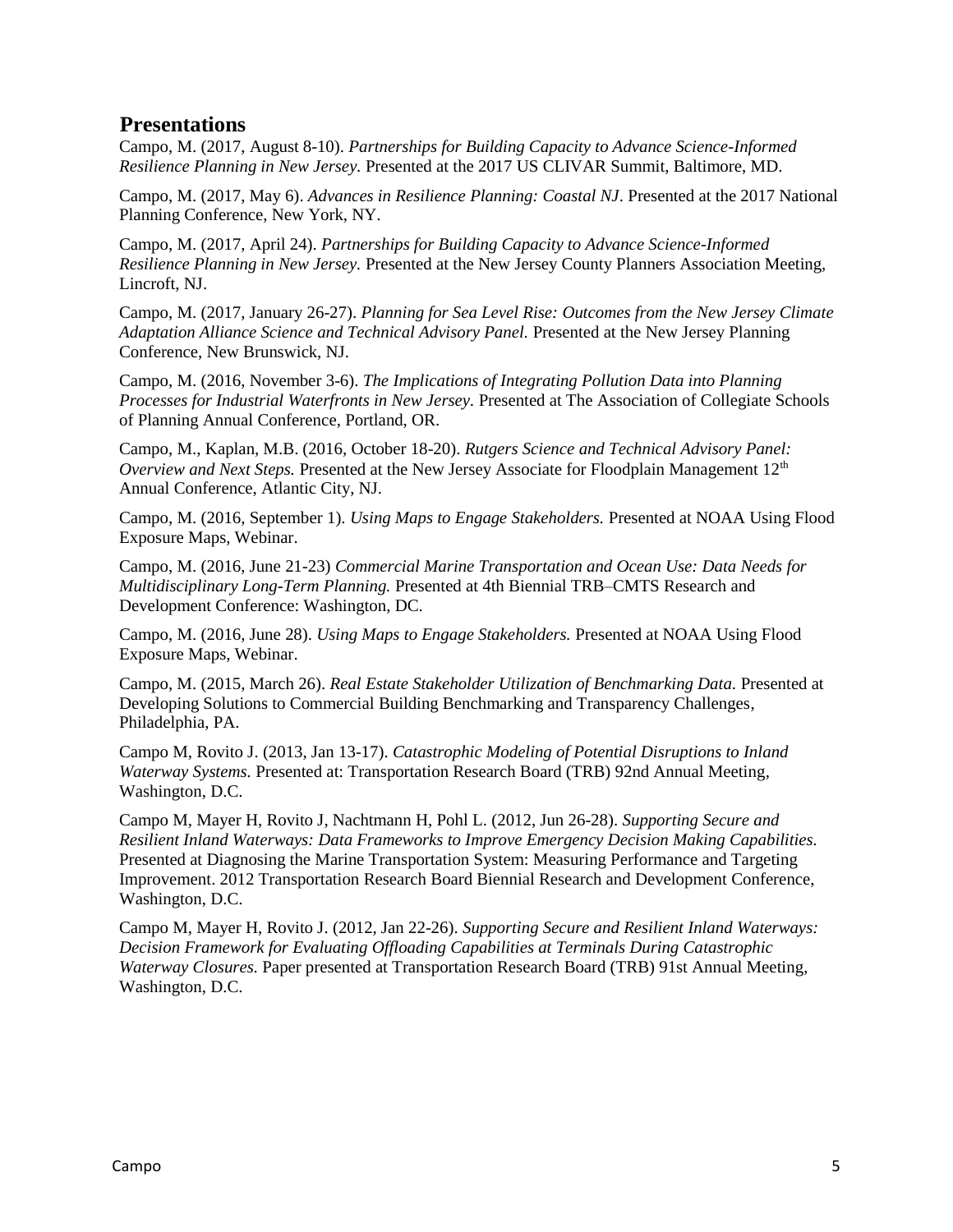## Presentations

Campo, M. (2017, August 8-10). *Partnerships for Building Capacity to Advance Science-Informed Resilience Planning in New Jersey.* Presented at the 2017 US CLIVAR Summit, Baltimore, MD.

Campo, M. (2017, May 6). *Advances in Resilience Planning: Coastal NJ*. Presented at the 2017 National Planning Conference, New York, NY.

Campo, M. (2017, April 24). *Partnerships for Building Capacity to Advance Science-Informed Resilience Planning in New Jersey.* Presented at the New Jersey County Planners Association Meeting, Lincroft, NJ.

Campo, M. (2017, January 26-27). *Planning for Sea Level Rise: Outcomes from the New Jersey Climate Adaptation Alliance Science and Technical Advisory Panel.* Presented at the New Jersey Planning Conference, New Brunswick, NJ.

Campo, M. (2016, November 3-6). *The Implications of Integrating Pollution Data into Planning Processes for Industrial Waterfronts in New Jersey.* Presented at The Association of Collegiate Schools of Planning Annual Conference, Portland, OR.

Campo, M., Kaplan, M.B. (2016, October 18-20). *Rutgers Science and Technical Advisory Panel: Overview and Next Steps.* Presented at the New Jersey Associate for Floodplain Management 12th Annual Conference, Atlantic City, NJ.

Campo, M. (2016, September 1). *Using Maps to Engage Stakeholders.* Presented at NOAA Using Flood Exposure Maps, Webinar.

Campo, M. (2016, June 21-23) *Commercial Marine Transportation and Ocean Use: Data Needs for Multidisciplinary Long-Term Planning.* Presented at 4th Biennial TRB–CMTS Research and Development Conference: Washington, DC.

Campo, M. (2016, June 28). *Using Maps to Engage Stakeholders.* Presented at NOAA Using Flood Exposure Maps, Webinar.

Campo, M. (2015, March 26). *Real Estate Stakeholder Utilization of Benchmarking Data.* Presented at Developing Solutions to Commercial Building Benchmarking and Transparency Challenges, Philadelphia, PA.

Campo M, Rovito J. (2013, Jan 13-17). *Catastrophic Modeling of Potential Disruptions to Inland Waterway Systems.* Presented at: Transportation Research Board (TRB) 92nd Annual Meeting, Washington, D.C.

Campo M, Mayer H, Rovito J, Nachtmann H, Pohl L. (2012, Jun 26-28). *Supporting Secure and Resilient Inland Waterways: Data Frameworks to Improve Emergency Decision Making Capabilities.* Presented at Diagnosing the Marine Transportation System: Measuring Performance and Targeting Improvement. 2012 Transportation Research Board Biennial Research and Development Conference, Washington, D.C.

Campo M, Mayer H, Rovito J. (2012, Jan 22-26). *Supporting Secure and Resilient Inland Waterways: Decision Framework for Evaluating Offloading Capabilities at Terminals During Catastrophic Waterway Closures.* Paper presented at Transportation Research Board (TRB) 91st Annual Meeting, Washington, D.C.